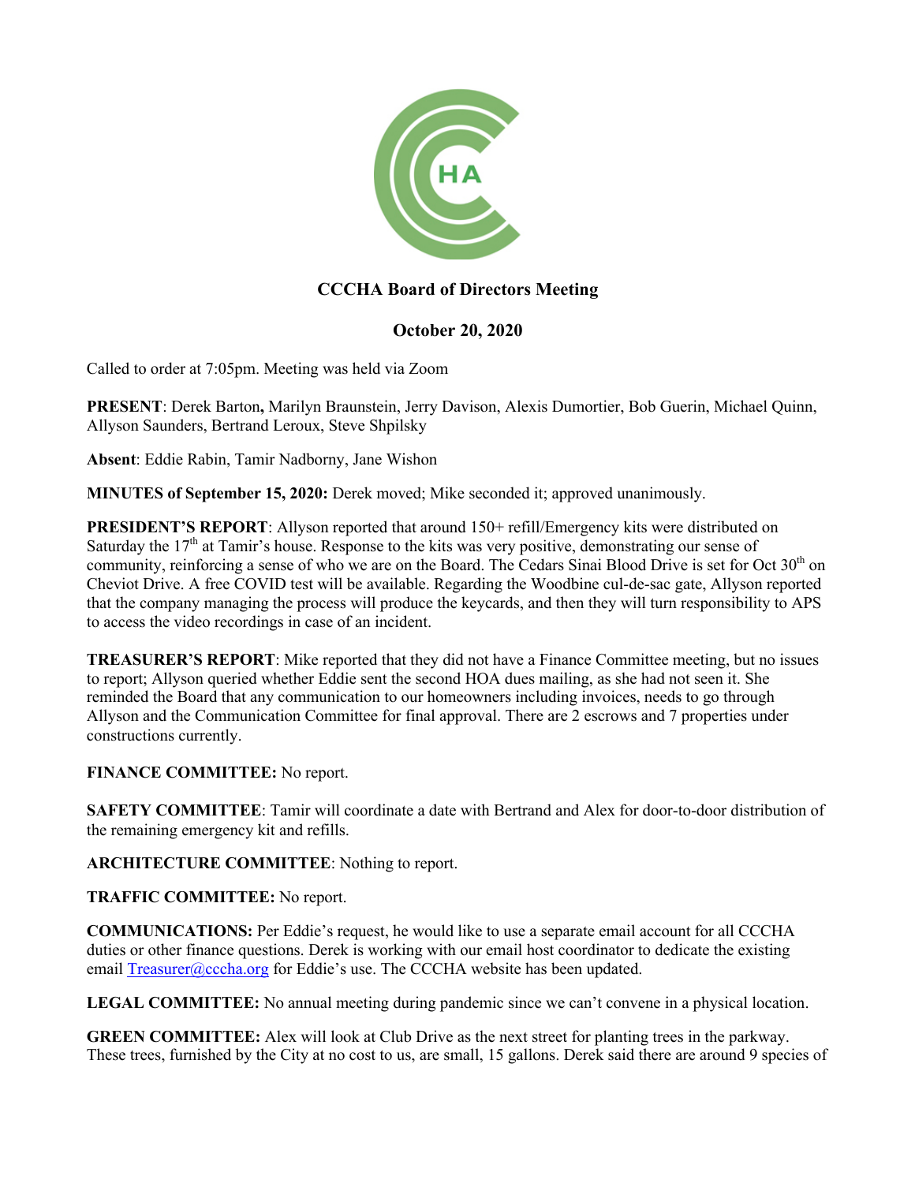# CCCHA Board of Directors Meeting

## October 20, 2020

Called to order at 7:05pm. Meeting was held via Zoom

**PRESENT**: Derek Barton**,** Marilyn Braunstein, Jerry Davison, Alexis Dumortier, Bob Guerin, Michael Quinn, Allyson Saunders, Bertrand Leroux, Steve Shpilsky

**Absent**: Eddie Rabin, Tamir Nadborny, Jane Wishon

**MINUTES of September 15, 2020:** Derek moved; Mike seconded it; approved unanimously.

**PRESIDENT'S REPORT**: Allyson reported that around 150+ refill/Emergency kits were distributed on Saturday the 17th at Tamir's house. Response to the kits was very positive, demonstrating our sense of community, reinforcing a sense of who we are on the Board. The Cedars Sinai Blood Drive is set for Oct 30th on Cheviot Drive. A free COVID test will be available. Regarding the Woodbine cul-de-sac gate, Allyson reported that the company managing the process will produce the keycards, and then they will turn responsibility to APS to access the video recordings in case of an incident.

**TREASURER'S REPORT**: Mike reported that they did not have a Finance Committee meeting, but no issues to report; Allyson queried whether Eddie sent the second HOA dues mailing, as she had not seen it. She reminded the Board that any communication to our homeowners including invoices, needs to go through Allyson and the Communication Committee for final approval. There are 2 escrows and 7 properties under constructions currently.

**FINANCE COMMITTEE:** No report.

**SAFETY COMMITTEE**: Tamir will coordinate a date with Bertrand and Alex for door-to-door distribution of the remaining emergency kit and refills.

**ARCHITECTURE COMMITTEE**: Nothing to report.

**TRAFFIC COMMITTEE:** No report.

**COMMUNICATIONS:** Per Eddie's request, he would like to use a separate email account for all CCCHA duties or other finance questions. Derek is working with our email host coordinator to dedicate the existing email Treasurer@cccha.org for Eddie's use. The CCCHA website has been updated.

**LEGAL COMMITTEE:** No annual meeting during pandemic since we can't convene in a physical location.

**GREEN COMMITTEE:** Alex will look at Club Drive as the next street for planting trees in the parkway. These trees, furnished by the City at no cost to us, are small, 15 gallons. Derek said there are around 9 species of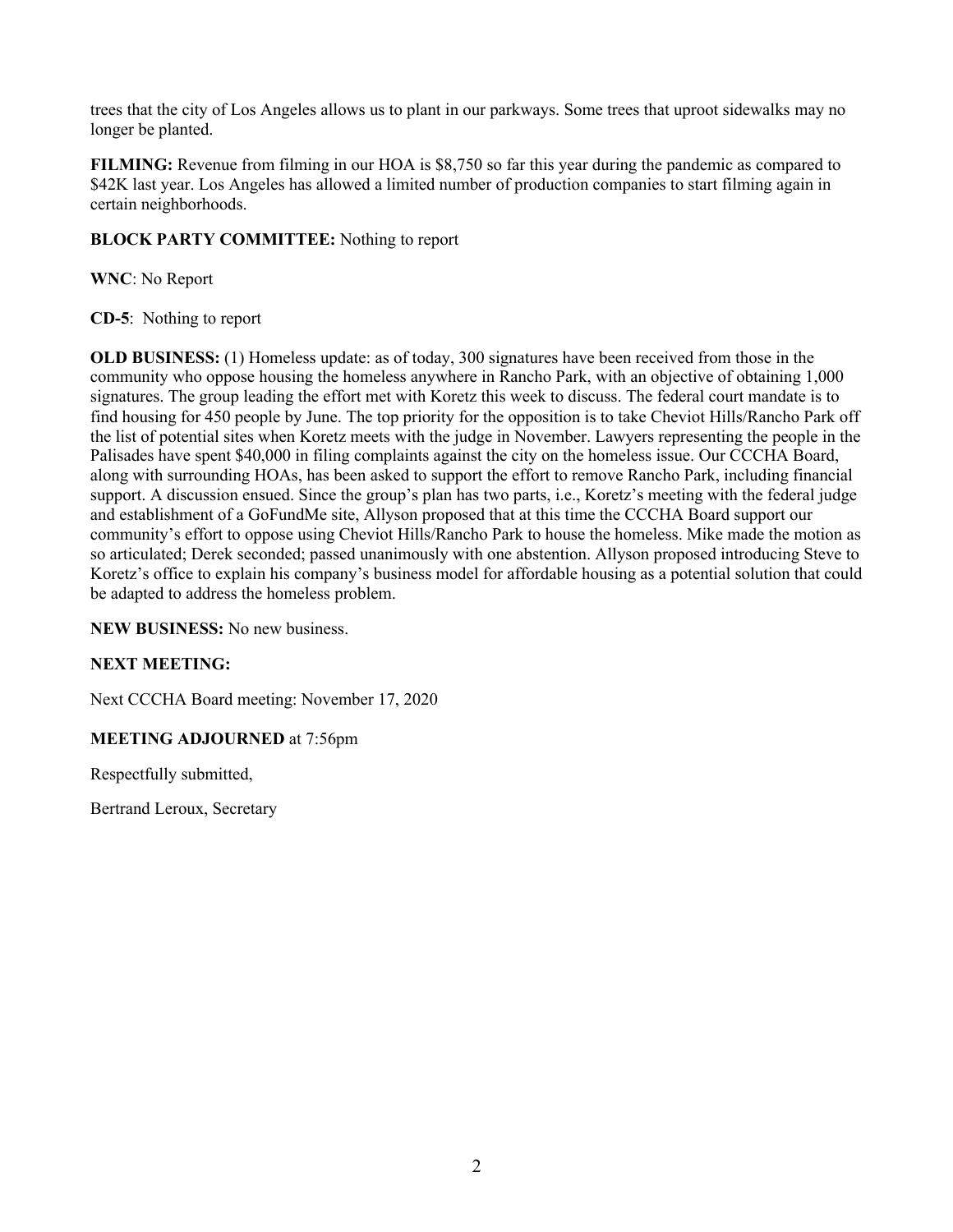trees that the city of Los Angeles allows us to plant in our parkways. Some trees that uproot sidewalks may no longer be planted.

**FILMING:** Revenue from filming in our HOA is $8,750 so far this year during the pandemic as compared to $42K last year. Los Angeles has allowed a limited number of production companies to start filming again in certain neighborhoods.

**BLOCK PARTY COMMITTEE:** Nothing to report

**WNC**: No Report

**CD-5**: Nothing to report

**OLD BUSINESS:** (1) Homeless update: as of today, 300 signatures have been received from those in the community who oppose housing the homeless anywhere in Rancho Park, with an objective of obtaining 1,000 signatures. The group leading the effort met with Koretz this week to discuss. The federal court mandate is to find housing for 450 people by June. The top priority for the opposition is to take Cheviot Hills/Rancho Park off the list of potential sites when Koretz meets with the judge in November. Lawyers representing the people in the Palisades have spent $40,000 in filing complaints against the city on the homeless issue. Our CCCHA Board, along with surrounding HOAs, has been asked to support the effort to remove Rancho Park, including financial support. A discussion ensued. Since the group's plan has two parts, i.e., Koretz's meeting with the federal judge and establishment of a GoFundMe site, Allyson proposed that at this time the CCCHA Board support our community's effort to oppose using Cheviot Hills/Rancho Park to house the homeless. Mike made the motion as so articulated; Derek seconded; passed unanimously with one abstention. Allyson proposed introducing Steve to Koretz's office to explain his company's business model for affordable housing as a potential solution that could be adapted to address the homeless problem.

**NEW BUSINESS:** No new business.

**NEXT MEETING:**

Next CCCHA Board meeting: November 17, 2020

**MEETING ADJOURNED** at 7:56pm

Respectfully submitted,

Bertrand Leroux, Secretary